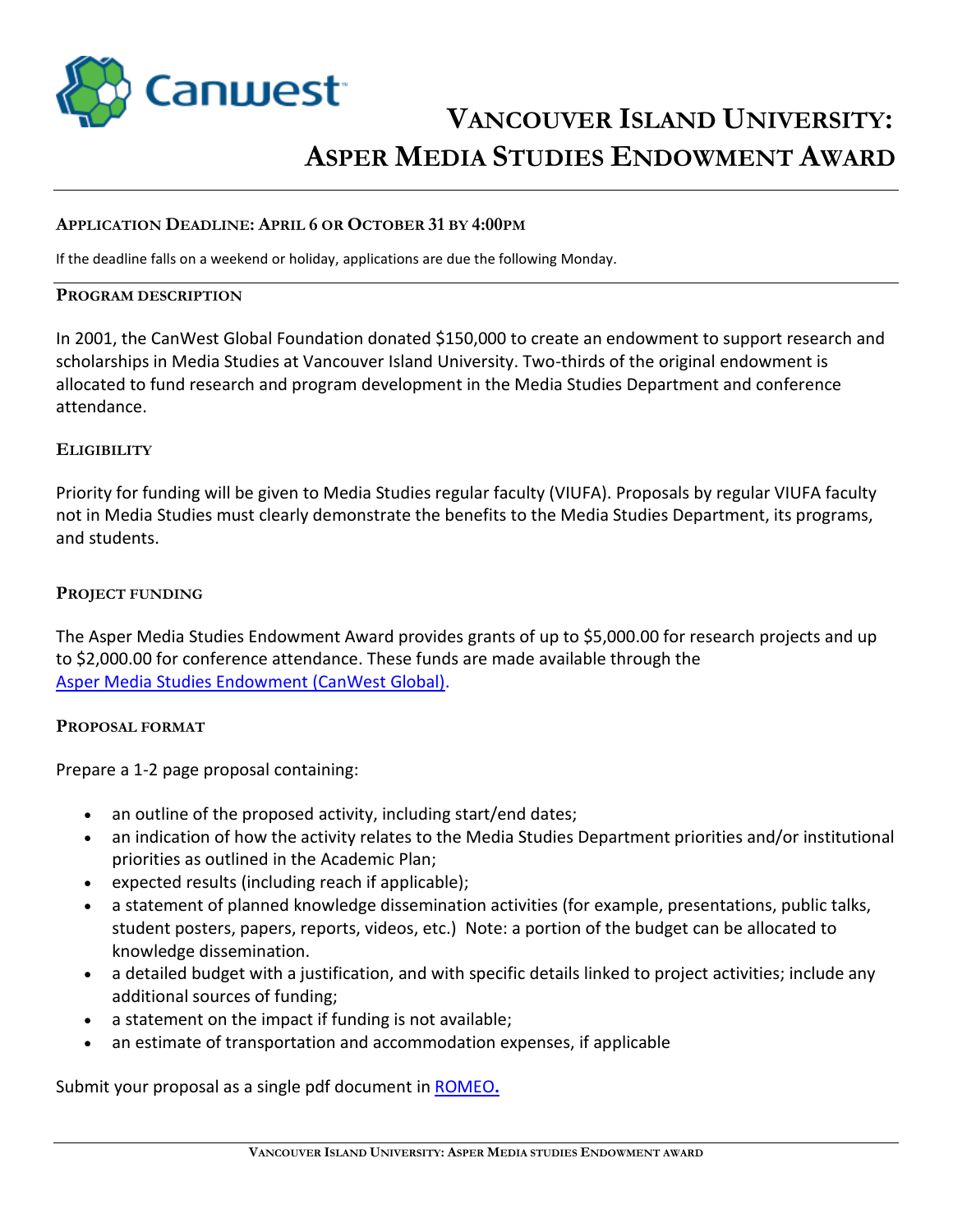# Vancouver Island University: Asper Media Studies Endowment Award

**Application Deadline: April 6 or October 31 by 4:00pm**

If the deadline falls on a weekend or holiday, applications are due the following Monday.

## Program Description

In 2001, the CanWest Global Foundation donated $150,000 to create an endowment to support research and scholarships in Media Studies at Vancouver Island University. Two-thirds of the original endowment is allocated to fund research and program development in the Media Studies Department and conference attendance.

## Eligibility

Priority for funding will be given to Media Studies regular faculty (VIUFA). Proposals by regular VIUFA faculty not in Media Studies must clearly demonstrate the benefits to the Media Studies Department, its programs, and students.

## Project Funding

The Asper Media Studies Endowment Award provides grants of up to $5,000.00 for research projects and up to $2,000.00 for conference attendance. These funds are made available through the [Asper Media Studies Endowment (CanWest Global)](#).

## Proposal Format

Prepare a 1-2 page proposal containing:

- an outline of the proposed activity, including start/end dates;
- an indication of how the activity relates to the Media Studies Department priorities and/or institutional priorities as outlined in the Academic Plan;
- expected results (including reach if applicable);
- a statement of planned knowledge dissemination activities (for example, presentations, public talks, student posters, papers, reports, videos, etc.) Note: a portion of the budget can be allocated to knowledge dissemination.
- a detailed budget with a justification, and with specific details linked to project activities; include any additional sources of funding;
- a statement on the impact if funding is not available;
- an estimate of transportation and accommodation expenses, if applicable

Submit your proposal as a single pdf document in [ROMEO](#).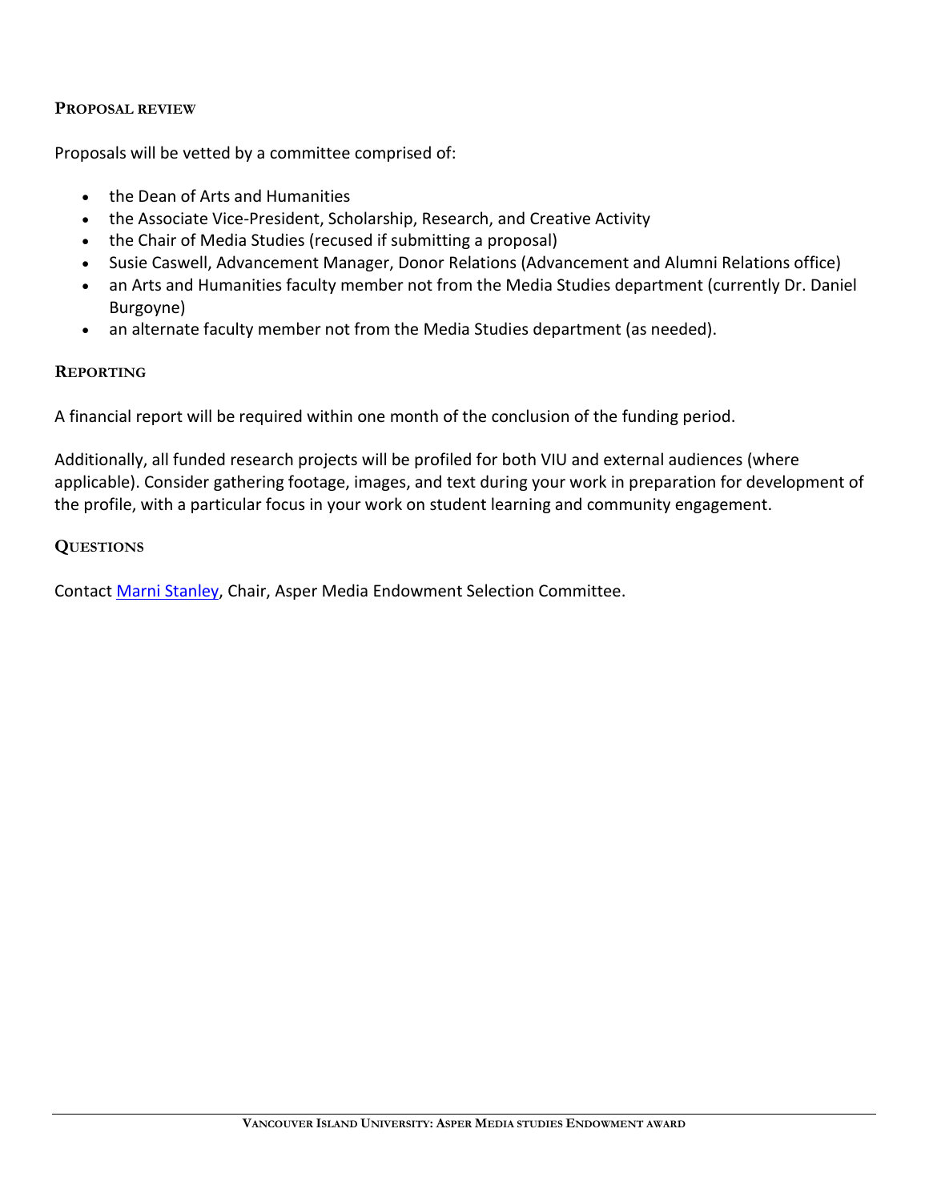### Proposal review

Proposals will be vetted by a committee comprised of:

- the Dean of Arts and Humanities
- the Associate Vice-President, Scholarship, Research, and Creative Activity
- the Chair of Media Studies (recused if submitting a proposal)
- Susie Caswell, Advancement Manager, Donor Relations (Advancement and Alumni Relations office)
- an Arts and Humanities faculty member not from the Media Studies department (currently Dr. Daniel Burgoyne)
- an alternate faculty member not from the Media Studies department (as needed).

### Reporting

A financial report will be required within one month of the conclusion of the funding period.

Additionally, all funded research projects will be profiled for both VIU and external audiences (where applicable). Consider gathering footage, images, and text during your work in preparation for development of the profile, with a particular focus in your work on student learning and community engagement.

### Questions

Contact Marni Stanley, Chair, Asper Media Endowment Selection Committee.